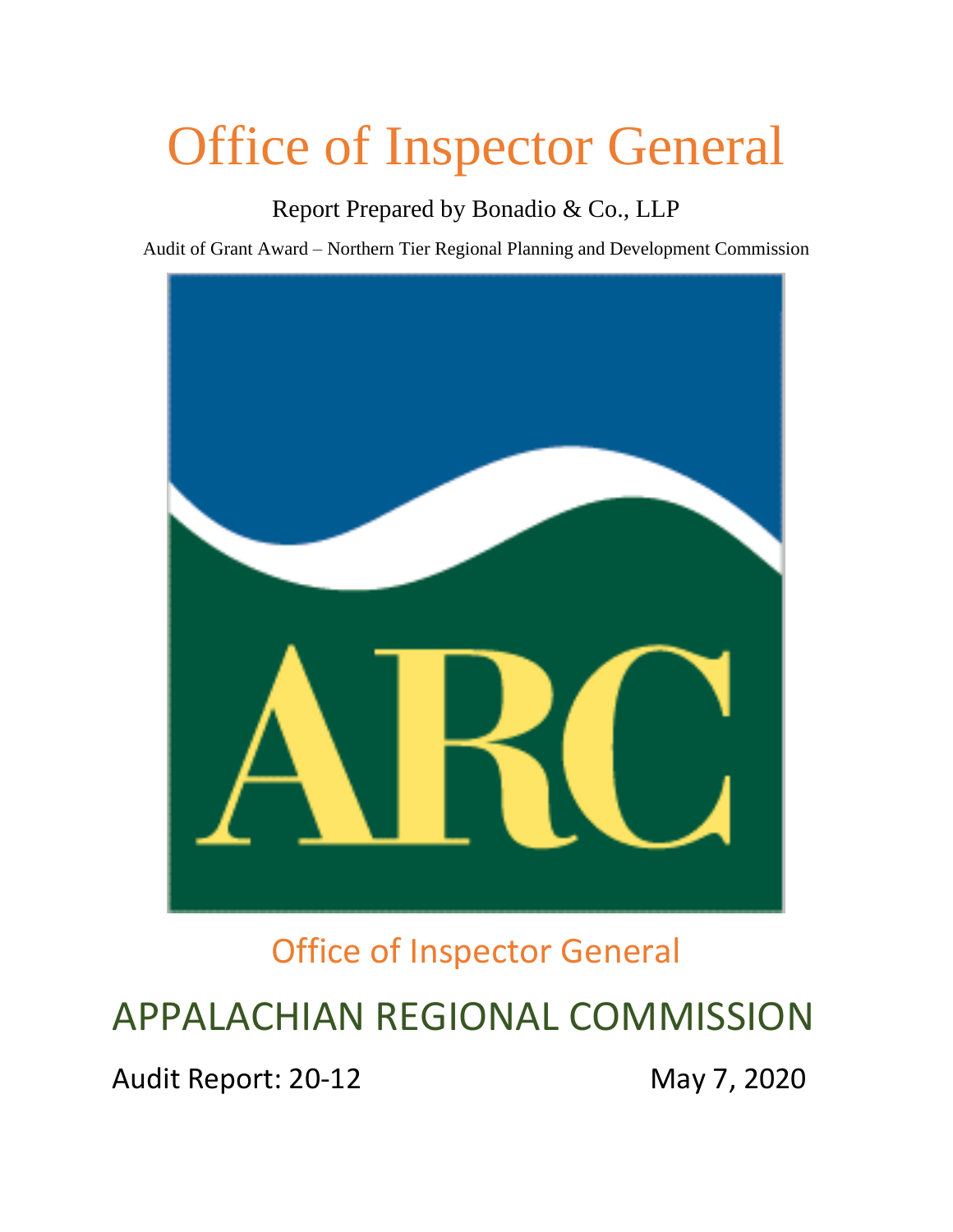# Office of Inspector General

Report Prepared by Bonadio & Co., LLP

Audit of Grant Award – Northern Tier Regional Planning and Development Commission

Office of Inspector General

## APPALACHIAN REGIONAL COMMISSION

Audit Report: 20-12

May 7, 2020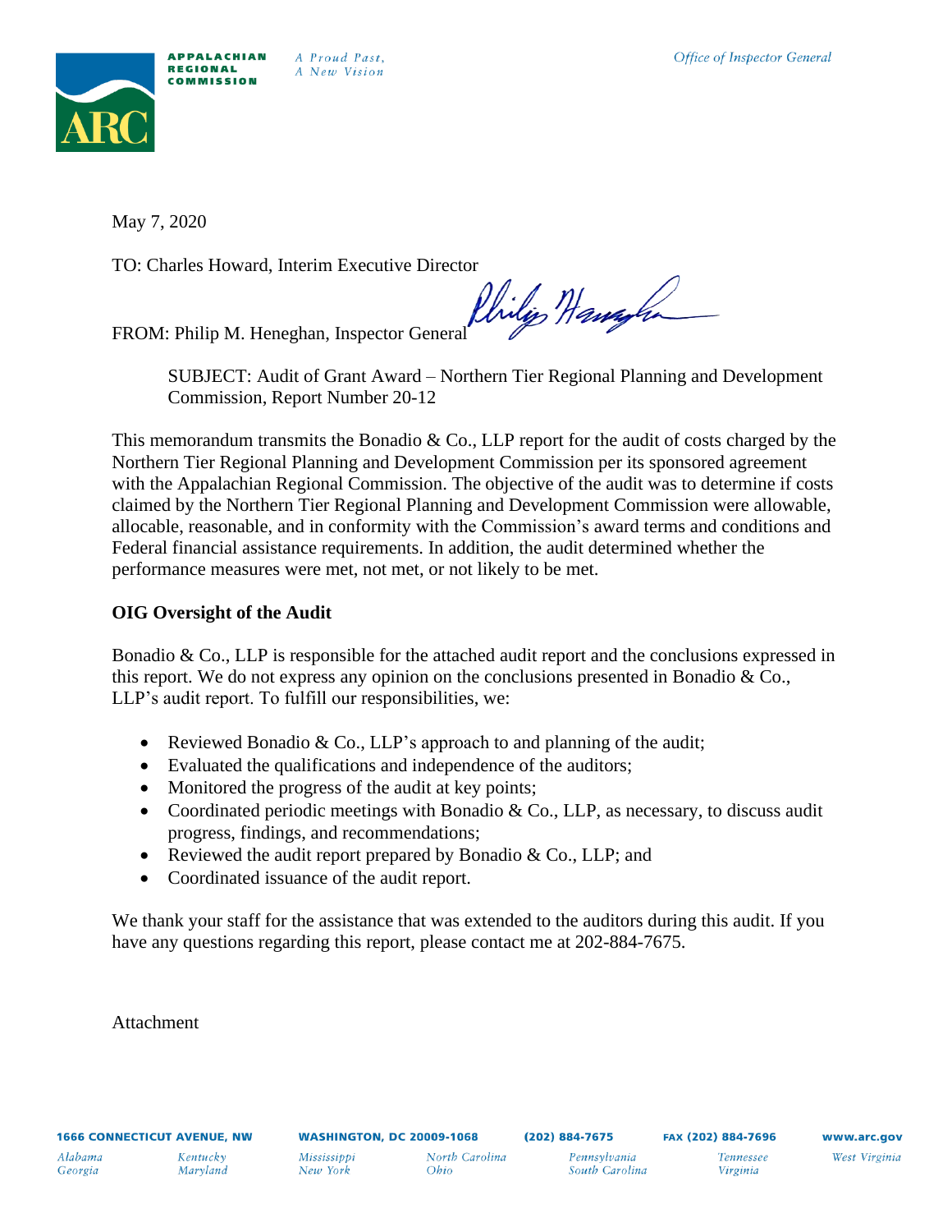May 7, 2020

TO: Charles Howard, Interim Executive Director

FROM: Philip M. Heneghan, Inspector General

SUBJECT: Audit of Grant Award – Northern Tier Regional Planning and Development Commission, Report Number 20-12

This memorandum transmits the Bonadio & Co., LLP report for the audit of costs charged by the Northern Tier Regional Planning and Development Commission per its sponsored agreement with the Appalachian Regional Commission. The objective of the audit was to determine if costs claimed by the Northern Tier Regional Planning and Development Commission were allowable, allocable, reasonable, and in conformity with the Commission's award terms and conditions and Federal financial assistance requirements. In addition, the audit determined whether the performance measures were met, not met, or not likely to be met.

**OIG Oversight of the Audit**

Bonadio & Co., LLP is responsible for the attached audit report and the conclusions expressed in this report. We do not express any opinion on the conclusions presented in Bonadio & Co., LLP's audit report. To fulfill our responsibilities, we:

- Reviewed Bonadio & Co., LLP's approach to and planning of the audit;
- Evaluated the qualifications and independence of the auditors;
- Monitored the progress of the audit at key points;
- Coordinated periodic meetings with Bonadio & Co., LLP, as necessary, to discuss audit progress, findings, and recommendations;
- Reviewed the audit report prepared by Bonadio & Co., LLP; and
- Coordinated issuance of the audit report.

We thank your staff for the assistance that was extended to the auditors during this audit. If you have any questions regarding this report, please contact me at 202-884-7675.

Attachment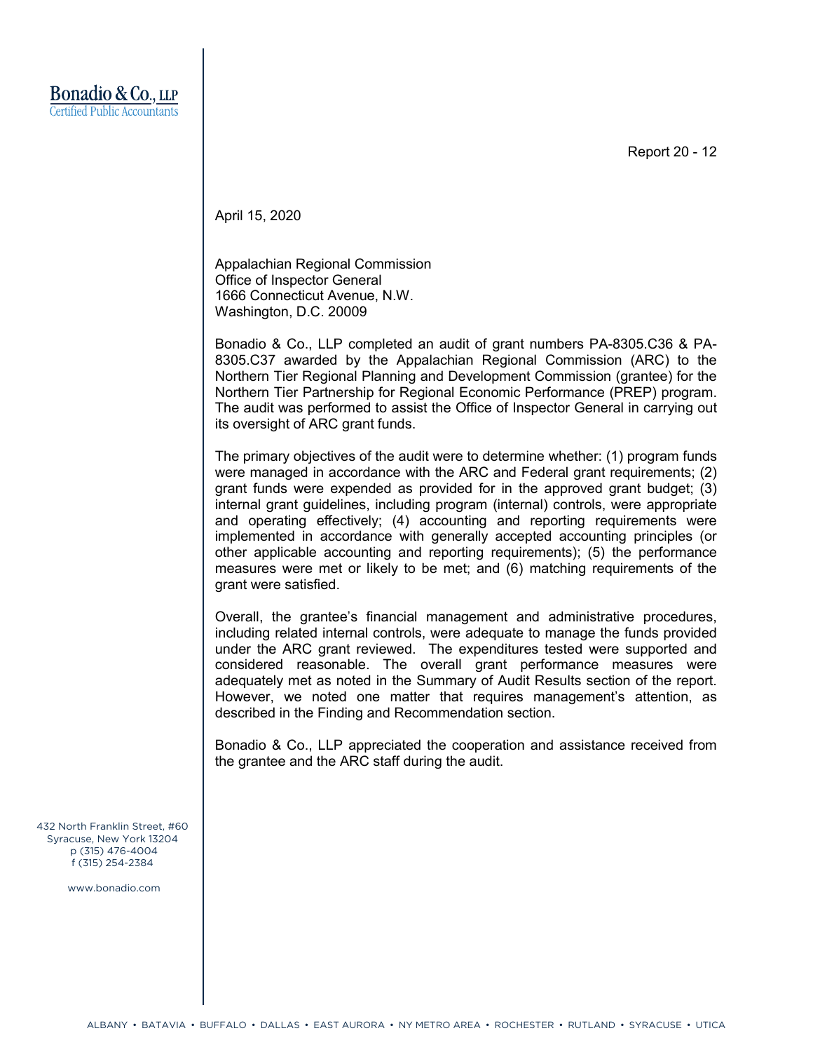**Bonadio & Co., LLP**
Certified Public Accountants

Report 20 - 12

April 15, 2020

Appalachian Regional Commission
Office of Inspector General
1666 Connecticut Avenue, N.W.
Washington, D.C. 20009

Bonadio & Co., LLP completed an audit of grant numbers PA-8305.C36 & PA-8305.C37 awarded by the Appalachian Regional Commission (ARC) to the Northern Tier Regional Planning and Development Commission (grantee) for the Northern Tier Partnership for Regional Economic Performance (PREP) program. The audit was performed to assist the Office of Inspector General in carrying out its oversight of ARC grant funds.

The primary objectives of the audit were to determine whether: (1) program funds were managed in accordance with the ARC and Federal grant requirements; (2) grant funds were expended as provided for in the approved grant budget; (3) internal grant guidelines, including program (internal) controls, were appropriate and operating effectively; (4) accounting and reporting requirements were implemented in accordance with generally accepted accounting principles (or other applicable accounting and reporting requirements); (5) the performance measures were met or likely to be met; and (6) matching requirements of the grant were satisfied.

Overall, the grantee's financial management and administrative procedures, including related internal controls, were adequate to manage the funds provided under the ARC grant reviewed. The expenditures tested were supported and considered reasonable. The overall grant performance measures were adequately met as noted in the Summary of Audit Results section of the report. However, we noted one matter that requires management's attention, as described in the Finding and Recommendation section.

Bonadio & Co., LLP appreciated the cooperation and assistance received from the grantee and the ARC staff during the audit.

432 North Franklin Street, #60
Syracuse, New York 13204
p (315) 476-4004
f (315) 254-2384

www.bonadio.com

ALBANY • BATAVIA • BUFFALO • DALLAS • EAST AURORA • NY METRO AREA • ROCHESTER • RUTLAND • SYRACUSE • UTICA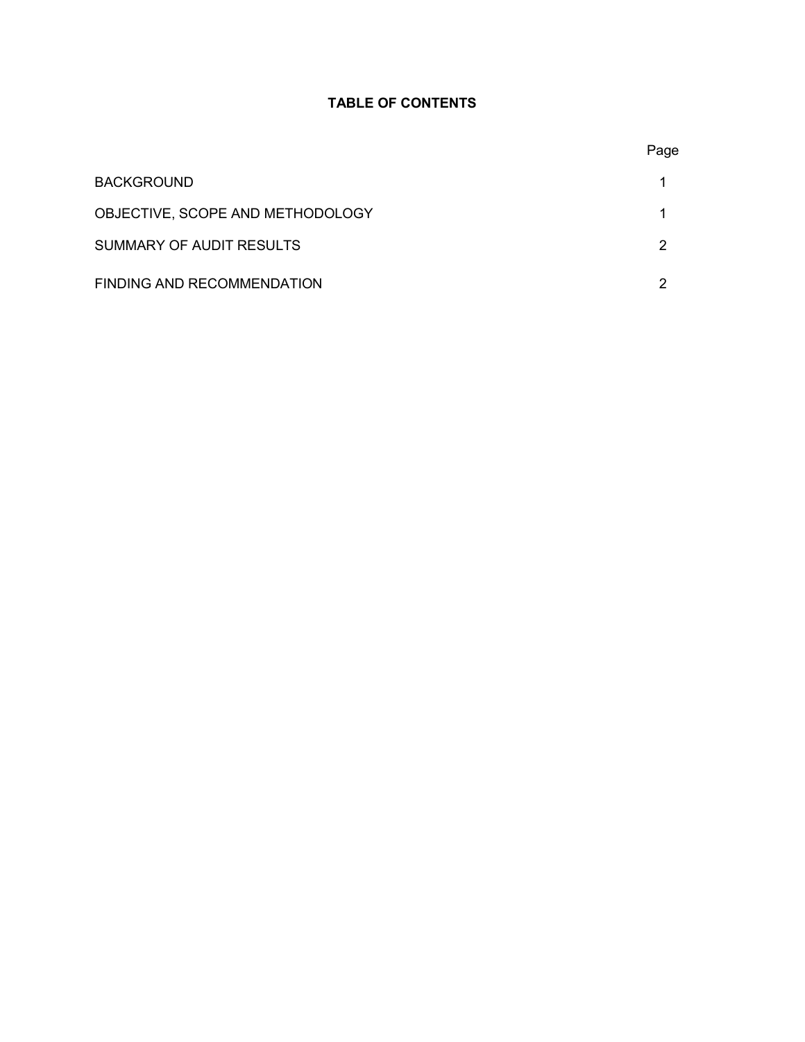## TABLE OF CONTENTS

| | Page |
|---|---|
| BACKGROUND | 1 |
| OBJECTIVE, SCOPE AND METHODOLOGY | 1 |
| SUMMARY OF AUDIT RESULTS | 2 |
| FINDING AND RECOMMENDATION | 2 |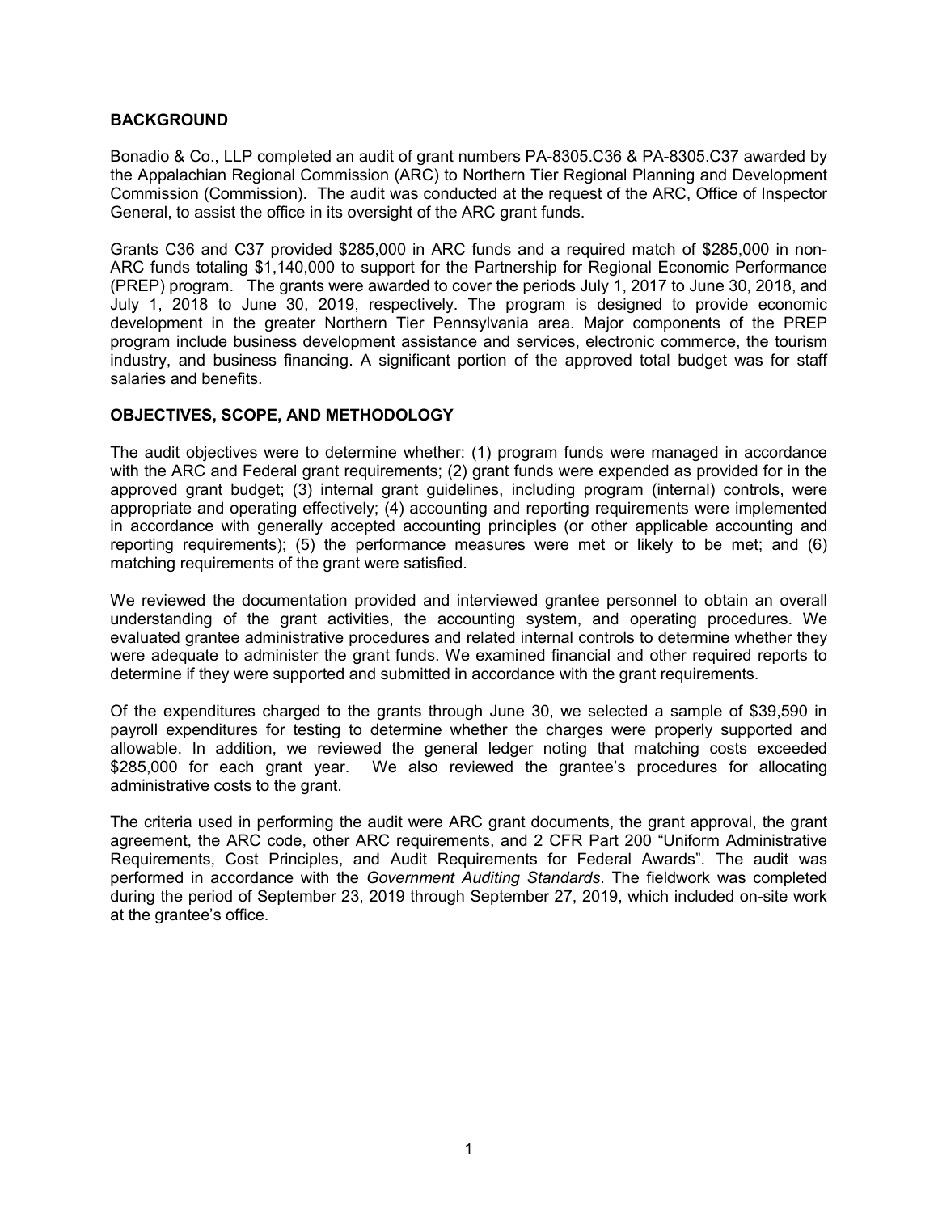## BACKGROUND

Bonadio & Co., LLP completed an audit of grant numbers PA-8305.C36 & PA-8305.C37 awarded by the Appalachian Regional Commission (ARC) to Northern Tier Regional Planning and Development Commission (Commission). The audit was conducted at the request of the ARC, Office of Inspector General, to assist the office in its oversight of the ARC grant funds.

Grants C36 and C37 provided $285,000 in ARC funds and a required match of $285,000 in non-ARC funds totaling $1,140,000 to support for the Partnership for Regional Economic Performance (PREP) program. The grants were awarded to cover the periods July 1, 2017 to June 30, 2018, and July 1, 2018 to June 30, 2019, respectively. The program is designed to provide economic development in the greater Northern Tier Pennsylvania area. Major components of the PREP program include business development assistance and services, electronic commerce, the tourism industry, and business financing. A significant portion of the approved total budget was for staff salaries and benefits.

## OBJECTIVES, SCOPE, AND METHODOLOGY

The audit objectives were to determine whether: (1) program funds were managed in accordance with the ARC and Federal grant requirements; (2) grant funds were expended as provided for in the approved grant budget; (3) internal grant guidelines, including program (internal) controls, were appropriate and operating effectively; (4) accounting and reporting requirements were implemented in accordance with generally accepted accounting principles (or other applicable accounting and reporting requirements); (5) the performance measures were met or likely to be met; and (6) matching requirements of the grant were satisfied.

We reviewed the documentation provided and interviewed grantee personnel to obtain an overall understanding of the grant activities, the accounting system, and operating procedures. We evaluated grantee administrative procedures and related internal controls to determine whether they were adequate to administer the grant funds. We examined financial and other required reports to determine if they were supported and submitted in accordance with the grant requirements.

Of the expenditures charged to the grants through June 30, we selected a sample of $39,590 in payroll expenditures for testing to determine whether the charges were properly supported and allowable. In addition, we reviewed the general ledger noting that matching costs exceeded $285,000 for each grant year. We also reviewed the grantee's procedures for allocating administrative costs to the grant.

The criteria used in performing the audit were ARC grant documents, the grant approval, the grant agreement, the ARC code, other ARC requirements, and 2 CFR Part 200 "Uniform Administrative Requirements, Cost Principles, and Audit Requirements for Federal Awards". The audit was performed in accordance with the *Government Auditing Standards*. The fieldwork was completed during the period of September 23, 2019 through September 27, 2019, which included on-site work at the grantee's office.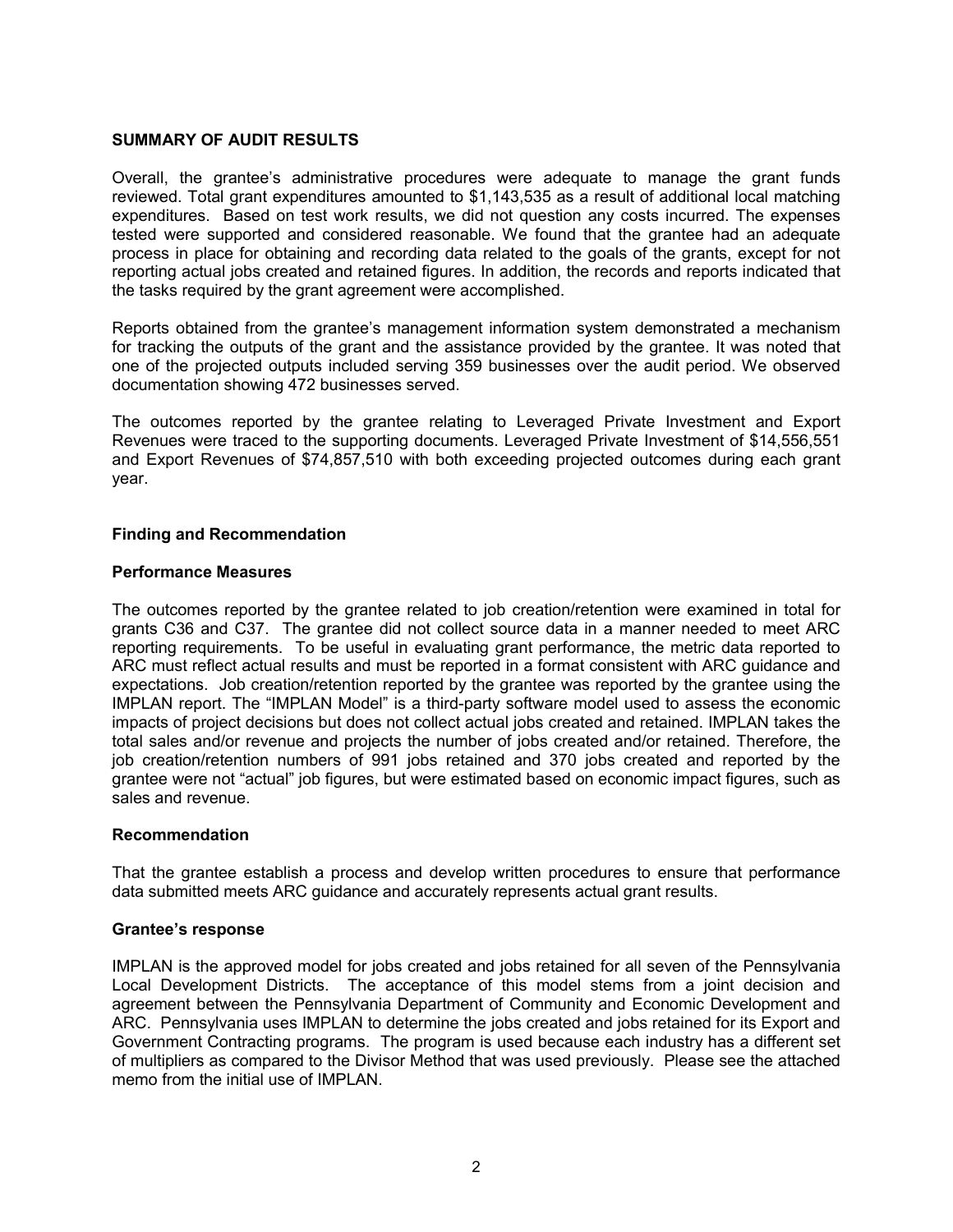**SUMMARY OF AUDIT RESULTS**

Overall, the grantee's administrative procedures were adequate to manage the grant funds reviewed. Total grant expenditures amounted to $1,143,535 as a result of additional local matching expenditures. Based on test work results, we did not question any costs incurred. The expenses tested were supported and considered reasonable. We found that the grantee had an adequate process in place for obtaining and recording data related to the goals of the grants, except for not reporting actual jobs created and retained figures. In addition, the records and reports indicated that the tasks required by the grant agreement were accomplished.

Reports obtained from the grantee's management information system demonstrated a mechanism for tracking the outputs of the grant and the assistance provided by the grantee. It was noted that one of the projected outputs included serving 359 businesses over the audit period. We observed documentation showing 472 businesses served.

The outcomes reported by the grantee relating to Leveraged Private Investment and Export Revenues were traced to the supporting documents. Leveraged Private Investment of $14,556,551 and Export Revenues of $74,857,510 with both exceeding projected outcomes during each grant year.

**Finding and Recommendation**

**Performance Measures**

The outcomes reported by the grantee related to job creation/retention were examined in total for grants C36 and C37. The grantee did not collect source data in a manner needed to meet ARC reporting requirements. To be useful in evaluating grant performance, the metric data reported to ARC must reflect actual results and must be reported in a format consistent with ARC guidance and expectations. Job creation/retention reported by the grantee was reported by the grantee using the IMPLAN report. The "IMPLAN Model" is a third-party software model used to assess the economic impacts of project decisions but does not collect actual jobs created and retained. IMPLAN takes the total sales and/or revenue and projects the number of jobs created and/or retained. Therefore, the job creation/retention numbers of 991 jobs retained and 370 jobs created and reported by the grantee were not "actual" job figures, but were estimated based on economic impact figures, such as sales and revenue.

**Recommendation**

That the grantee establish a process and develop written procedures to ensure that performance data submitted meets ARC guidance and accurately represents actual grant results.

**Grantee's response**

IMPLAN is the approved model for jobs created and jobs retained for all seven of the Pennsylvania Local Development Districts. The acceptance of this model stems from a joint decision and agreement between the Pennsylvania Department of Community and Economic Development and ARC. Pennsylvania uses IMPLAN to determine the jobs created and jobs retained for its Export and Government Contracting programs. The program is used because each industry has a different set of multipliers as compared to the Divisor Method that was used previously. Please see the attached memo from the initial use of IMPLAN.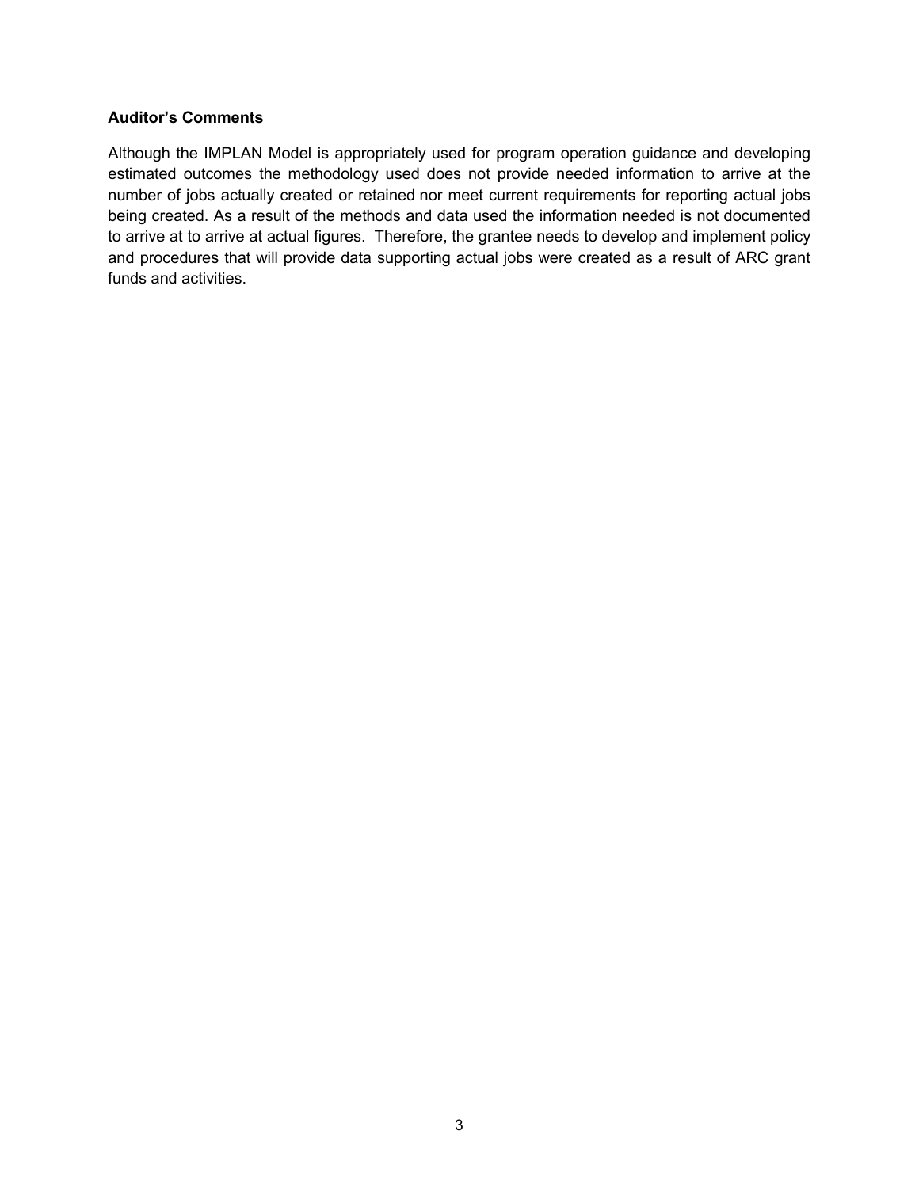**Auditor's Comments**

Although the IMPLAN Model is appropriately used for program operation guidance and developing estimated outcomes the methodology used does not provide needed information to arrive at the number of jobs actually created or retained nor meet current requirements for reporting actual jobs being created. As a result of the methods and data used the information needed is not documented to arrive at to arrive at actual figures. Therefore, the grantee needs to develop and implement policy and procedures that will provide data supporting actual jobs were created as a result of ARC grant funds and activities.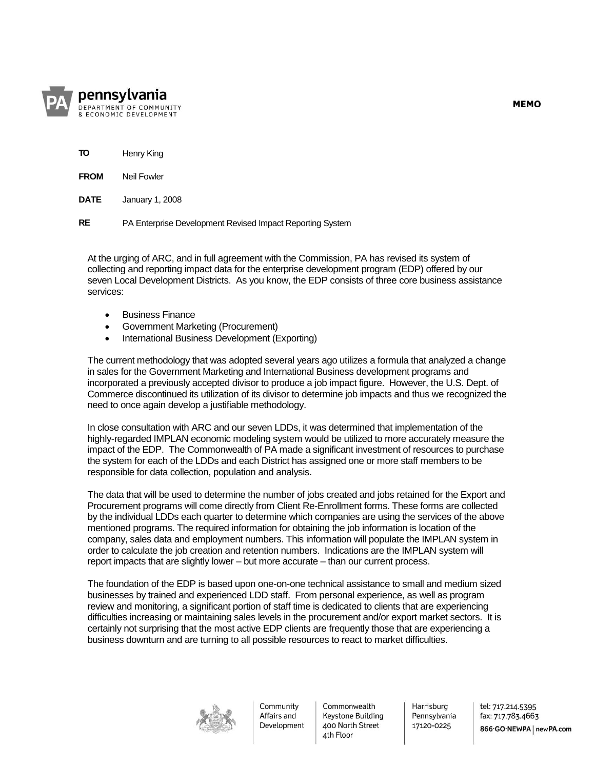pennsylvania
DEPARTMENT OF COMMUNITY
& ECONOMIC DEVELOPMENT

**MEMO**

**TO** Henry King

**FROM** Neil Fowler

**DATE** January 1, 2008

**RE** PA Enterprise Development Revised Impact Reporting System

At the urging of ARC, and in full agreement with the Commission, PA has revised its system of collecting and reporting impact data for the enterprise development program (EDP) offered by our seven Local Development Districts. As you know, the EDP consists of three core business assistance services:

- Business Finance
- Government Marketing (Procurement)
- International Business Development (Exporting)

The current methodology that was adopted several years ago utilizes a formula that analyzed a change in sales for the Government Marketing and International Business development programs and incorporated a previously accepted divisor to produce a job impact figure. However, the U.S. Dept. of Commerce discontinued its utilization of its divisor to determine job impacts and thus we recognized the need to once again develop a justifiable methodology.

In close consultation with ARC and our seven LDDs, it was determined that implementation of the highly-regarded IMPLAN economic modeling system would be utilized to more accurately measure the impact of the EDP. The Commonwealth of PA made a significant investment of resources to purchase the system for each of the LDDs and each District has assigned one or more staff members to be responsible for data collection, population and analysis.

The data that will be used to determine the number of jobs created and jobs retained for the Export and Procurement programs will come directly from Client Re-Enrollment forms. These forms are collected by the individual LDDs each quarter to determine which companies are using the services of the above mentioned programs. The required information for obtaining the job information is location of the company, sales data and employment numbers. This information will populate the IMPLAN system in order to calculate the job creation and retention numbers. Indications are the IMPLAN system will report impacts that are slightly lower – but more accurate – than our current process.

The foundation of the EDP is based upon one-on-one technical assistance to small and medium sized businesses by trained and experienced LDD staff. From personal experience, as well as program review and monitoring, a significant portion of staff time is dedicated to clients that are experiencing difficulties increasing or maintaining sales levels in the procurement and/or export market sectors. It is certainly not surprising that the most active EDP clients are frequently those that are experiencing a business downturn and are turning to all possible resources to react to market difficulties.

Community Affairs and Development | Commonwealth Keystone Building 400 North Street 4th Floor | Harrisburg Pennsylvania 17120-0225 | tel: 717.214.5395 fax: 717.783.4663 866·GO·NEWPA | newPA.com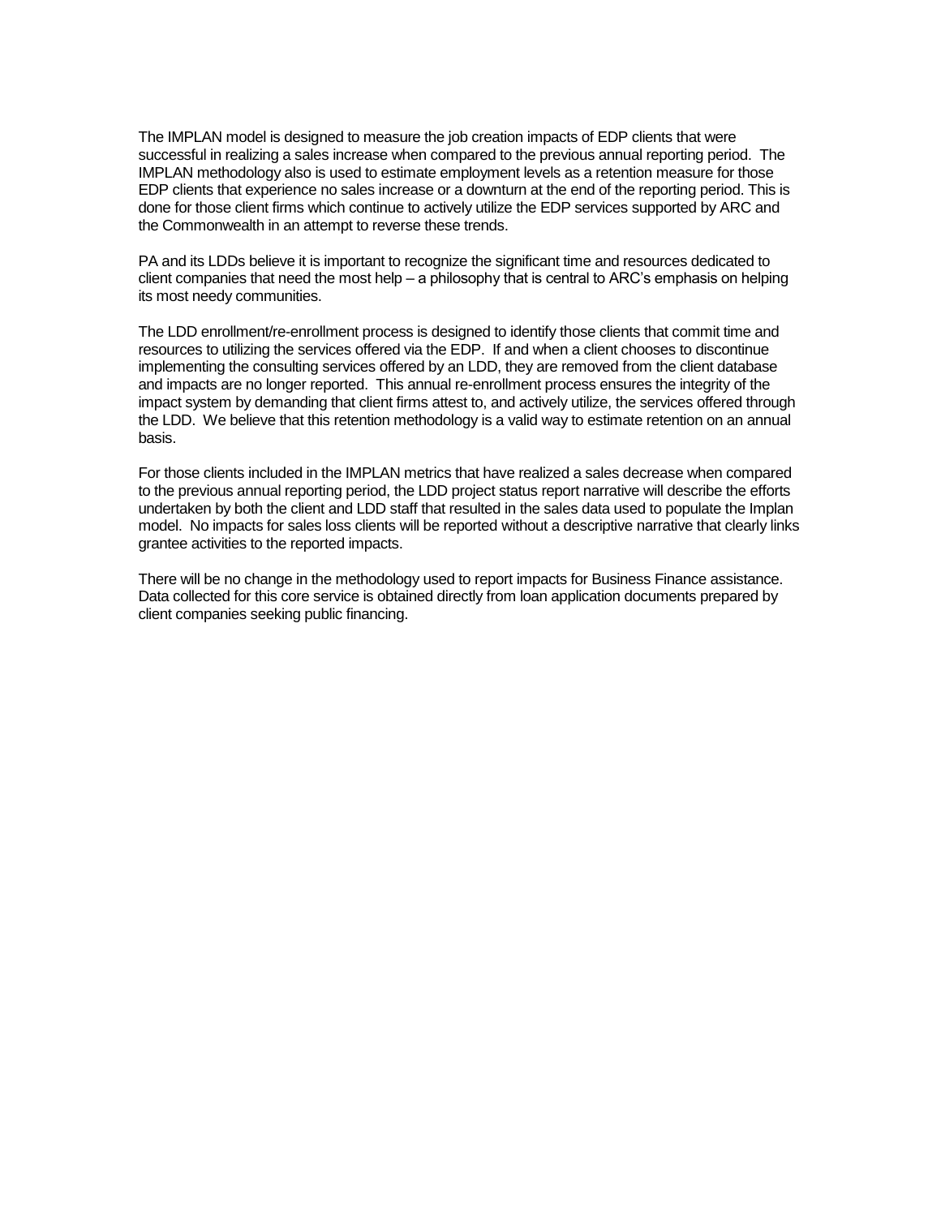The IMPLAN model is designed to measure the job creation impacts of EDP clients that were successful in realizing a sales increase when compared to the previous annual reporting period. The IMPLAN methodology also is used to estimate employment levels as a retention measure for those EDP clients that experience no sales increase or a downturn at the end of the reporting period. This is done for those client firms which continue to actively utilize the EDP services supported by ARC and the Commonwealth in an attempt to reverse these trends.

PA and its LDDs believe it is important to recognize the significant time and resources dedicated to client companies that need the most help – a philosophy that is central to ARC's emphasis on helping its most needy communities.

The LDD enrollment/re-enrollment process is designed to identify those clients that commit time and resources to utilizing the services offered via the EDP. If and when a client chooses to discontinue implementing the consulting services offered by an LDD, they are removed from the client database and impacts are no longer reported. This annual re-enrollment process ensures the integrity of the impact system by demanding that client firms attest to, and actively utilize, the services offered through the LDD. We believe that this retention methodology is a valid way to estimate retention on an annual basis.

For those clients included in the IMPLAN metrics that have realized a sales decrease when compared to the previous annual reporting period, the LDD project status report narrative will describe the efforts undertaken by both the client and LDD staff that resulted in the sales data used to populate the Implan model. No impacts for sales loss clients will be reported without a descriptive narrative that clearly links grantee activities to the reported impacts.

There will be no change in the methodology used to report impacts for Business Finance assistance. Data collected for this core service is obtained directly from loan application documents prepared by client companies seeking public financing.